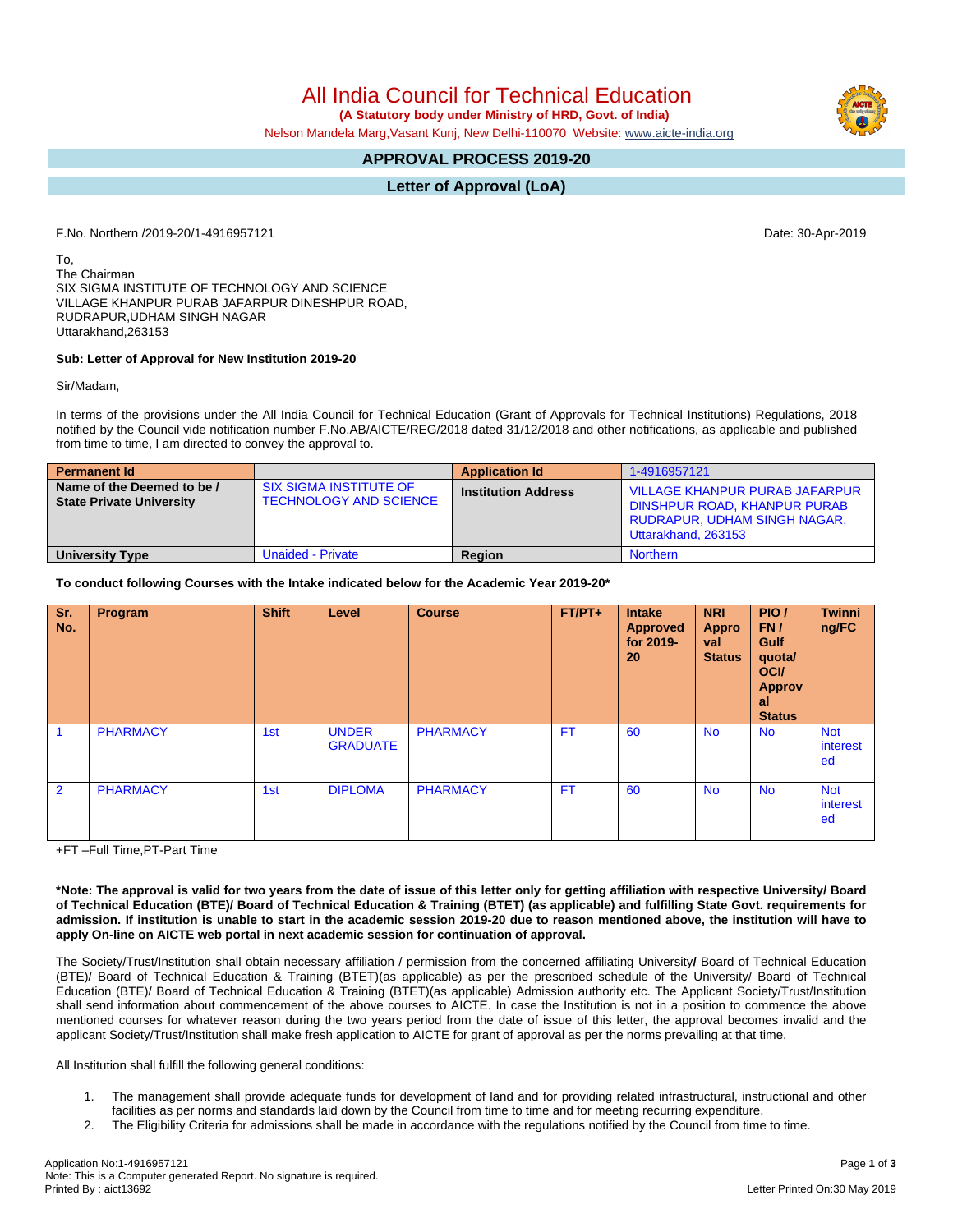# All India Council for Technical Education

**(A Statutory body under Ministry of HRD, Govt. of India)**

Nelson Mandela Marg,Vasant Kunj, New Delhi-110070 Website: www.aicte-india.org

## APPROVAL PROCESS 2019-20

## Letter of Approval (LoA)

F.No. Northern /2019-20/1-4916957121

Date: 30-Apr-2019

To,
The Chairman
SIX SIGMA INSTITUTE OF TECHNOLOGY AND SCIENCE
VILLAGE KHANPUR PURAB JAFARPUR DINESHPUR ROAD,
RUDRAPUR,UDHAM SINGH NAGAR
Uttarakhand,263153

**Sub: Letter of Approval for New Institution 2019-20**

Sir/Madam,

In terms of the provisions under the All India Council for Technical Education (Grant of Approvals for Technical Institutions) Regulations, 2018 notified by the Council vide notification number F.No.AB/AICTE/REG/2018 dated 31/12/2018 and other notifications, as applicable and published from time to time, I am directed to convey the approval to.

| | | | |
|---|---|---|---|
| **Permanent Id** | | **Application Id** | 1-4916957121 |
| **Name of the Deemed to be / State Private University** | SIX SIGMA INSTITUTE OF TECHNOLOGY AND SCIENCE | **Institution Address** | VILLAGE KHANPUR PURAB JAFARPUR DINSHPUR ROAD, KHANPUR PURAB RUDRAPUR, UDHAM SINGH NAGAR, Uttarakhand, 263153 |
| **University Type** | Unaided - Private | **Region** | Northern |

**To conduct following Courses with the Intake indicated below for the Academic Year 2019-20***

| Sr. No. | Program | Shift | Level | Course | FT/PT+ | Intake Approved for 2019-20 | NRI Approval Status | PIO / FN / Gulf quota/ OCI/ Approval Status | Twinning/FC |
|---|---|---|---|---|---|---|---|---|---|
| 1 | PHARMACY | 1st | UNDER GRADUATE | PHARMACY | FT | 60 | No | No | Not interested |
| 2 | PHARMACY | 1st | DIPLOMA | PHARMACY | FT | 60 | No | No | Not interested |

+FT –Full Time,PT-Part Time

**\*Note: The approval is valid for two years from the date of issue of this letter only for getting affiliation with respective University/ Board of Technical Education (BTE)/ Board of Technical Education & Training (BTET) (as applicable) and fulfilling State Govt. requirements for admission. If institution is unable to start in the academic session 2019-20 due to reason mentioned above, the institution will have to apply On-line on AICTE web portal in next academic session for continuation of approval.**

The Society/Trust/Institution shall obtain necessary affiliation / permission from the concerned affiliating University**/** Board of Technical Education (BTE)/ Board of Technical Education & Training (BTET)(as applicable) as per the prescribed schedule of the University/ Board of Technical Education (BTE)/ Board of Technical Education & Training (BTET)(as applicable) Admission authority etc. The Applicant Society/Trust/Institution shall send information about commencement of the above courses to AICTE. In case the Institution is not in a position to commence the above mentioned courses for whatever reason during the two years period from the date of issue of this letter, the approval becomes invalid and the applicant Society/Trust/Institution shall make fresh application to AICTE for grant of approval as per the norms prevailing at that time.

All Institution shall fulfill the following general conditions:

1. The management shall provide adequate funds for development of land and for providing related infrastructural, instructional and other facilities as per norms and standards laid down by the Council from time to time and for meeting recurring expenditure.
2. The Eligibility Criteria for admissions shall be made in accordance with the regulations notified by the Council from time to time.

Application No:1-4916957121
Note: This is a Computer generated Report. No signature is required.
Printed By : aict13692

Letter Printed On:30 May 2019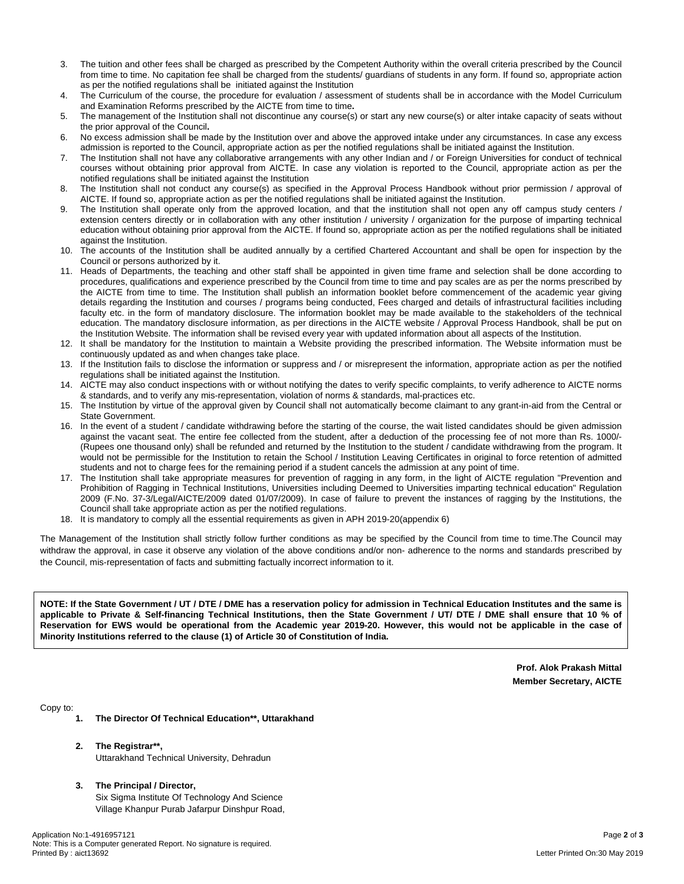3. The tuition and other fees shall be charged as prescribed by the Competent Authority within the overall criteria prescribed by the Council from time to time. No capitation fee shall be charged from the students/ guardians of students in any form. If found so, appropriate action as per the notified regulations shall be initiated against the Institution
4. The Curriculum of the course, the procedure for evaluation / assessment of students shall be in accordance with the Model Curriculum and Examination Reforms prescribed by the AICTE from time to time**.**
5. The management of the Institution shall not discontinue any course(s) or start any new course(s) or alter intake capacity of seats without the prior approval of the Council**.**
6. No excess admission shall be made by the Institution over and above the approved intake under any circumstances. In case any excess admission is reported to the Council, appropriate action as per the notified regulations shall be initiated against the Institution.
7. The Institution shall not have any collaborative arrangements with any other Indian and / or Foreign Universities for conduct of technical courses without obtaining prior approval from AICTE. In case any violation is reported to the Council, appropriate action as per the notified regulations shall be initiated against the Institution
8. The Institution shall not conduct any course(s) as specified in the Approval Process Handbook without prior permission / approval of AICTE. If found so, appropriate action as per the notified regulations shall be initiated against the Institution.
9. The Institution shall operate only from the approved location, and that the institution shall not open any off campus study centers / extension centers directly or in collaboration with any other institution / university / organization for the purpose of imparting technical education without obtaining prior approval from the AICTE. If found so, appropriate action as per the notified regulations shall be initiated against the Institution.
10. The accounts of the Institution shall be audited annually by a certified Chartered Accountant and shall be open for inspection by the Council or persons authorized by it.
11. Heads of Departments, the teaching and other staff shall be appointed in given time frame and selection shall be done according to procedures, qualifications and experience prescribed by the Council from time to time and pay scales are as per the norms prescribed by the AICTE from time to time. The Institution shall publish an information booklet before commencement of the academic year giving details regarding the Institution and courses / programs being conducted, Fees charged and details of infrastructural facilities including faculty etc. in the form of mandatory disclosure. The information booklet may be made available to the stakeholders of the technical education. The mandatory disclosure information, as per directions in the AICTE website / Approval Process Handbook, shall be put on the Institution Website. The information shall be revised every year with updated information about all aspects of the Institution.
12. It shall be mandatory for the Institution to maintain a Website providing the prescribed information. The Website information must be continuously updated as and when changes take place.
13. If the Institution fails to disclose the information or suppress and / or misrepresent the information, appropriate action as per the notified regulations shall be initiated against the Institution.
14. AICTE may also conduct inspections with or without notifying the dates to verify specific complaints, to verify adherence to AICTE norms & standards, and to verify any mis-representation, violation of norms & standards, mal-practices etc.
15. The Institution by virtue of the approval given by Council shall not automatically become claimant to any grant-in-aid from the Central or State Government.
16. In the event of a student / candidate withdrawing before the starting of the course, the wait listed candidates should be given admission against the vacant seat. The entire fee collected from the student, after a deduction of the processing fee of not more than Rs. 1000/- (Rupees one thousand only) shall be refunded and returned by the Institution to the student / candidate withdrawing from the program. It would not be permissible for the Institution to retain the School / Institution Leaving Certificates in original to force retention of admitted students and not to charge fees for the remaining period if a student cancels the admission at any point of time.
17. The Institution shall take appropriate measures for prevention of ragging in any form, in the light of AICTE regulation "Prevention and Prohibition of Ragging in Technical Institutions, Universities including Deemed to Universities imparting technical education" Regulation 2009 (F.No. 37-3/Legal/AICTE/2009 dated 01/07/2009). In case of failure to prevent the instances of ragging by the Institutions, the Council shall take appropriate action as per the notified regulations.
18. It is mandatory to comply all the essential requirements as given in APH 2019-20(appendix 6)

The Management of the Institution shall strictly follow further conditions as may be specified by the Council from time to time.The Council may withdraw the approval, in case it observe any violation of the above conditions and/or non- adherence to the norms and standards prescribed by the Council, mis-representation of facts and submitting factually incorrect information to it.

**NOTE: If the State Government / UT / DTE / DME has a reservation policy for admission in Technical Education Institutes and the same is applicable to Private & Self-financing Technical Institutions, then the State Government / UT/ DTE / DME shall ensure that 10 % of Reservation for EWS would be operational from the Academic year 2019-20. However, this would not be applicable in the case of Minority Institutions referred to the clause (1) of Article 30 of Constitution of India.**

**Prof. Alok Prakash Mittal**
**Member Secretary, AICTE**

Copy to:

1. **The Director Of Technical Education**, Uttarakhand**

2. **The Registrar**,**
   Uttarakhand Technical University, Dehradun

3. **The Principal / Director,**
   Six Sigma Institute Of Technology And Science
   Village Khanpur Purab Jafarpur Dinshpur Road,

Application No:1-4916957121
Note: This is a Computer generated Report. No signature is required.
Printed By : aict13692
Letter Printed On:30 May 2019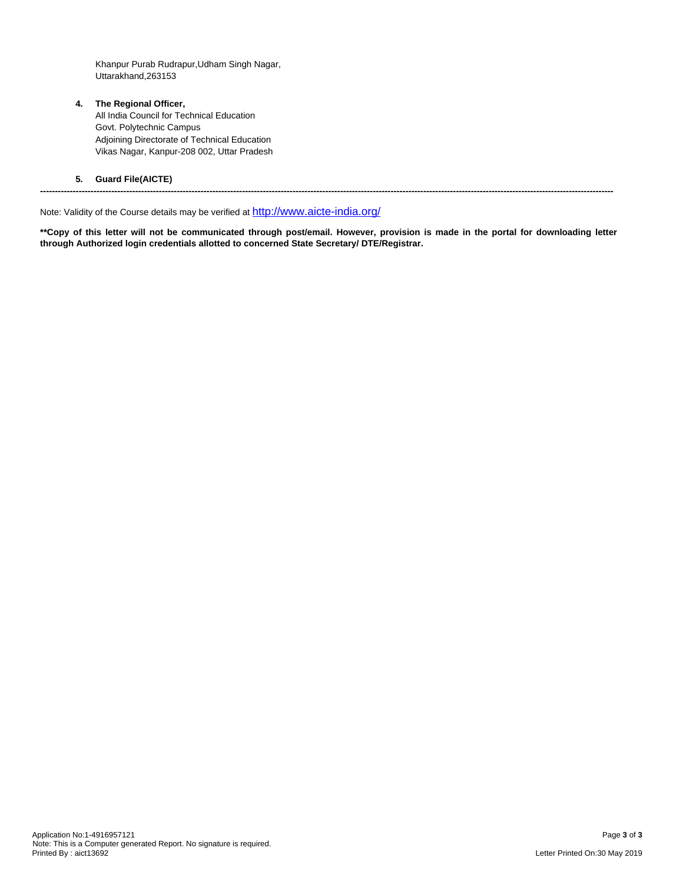Khanpur Purab Rudrapur,Udham Singh Nagar,
Uttarakhand,263153

4. **The Regional Officer,**
   All India Council for Technical Education
   Govt. Polytechnic Campus
   Adjoining Directorate of Technical Education
   Vikas Nagar, Kanpur-208 002, Uttar Pradesh

5. **Guard File(AICTE)**

---

Note: Validity of the Course details may be verified at http://www.aicte-india.org/

**\*\*Copy of this letter will not be communicated through post/email. However, provision is made in the portal for downloading letter through Authorized login credentials allotted to concerned State Secretary/ DTE/Registrar.**

Application No:1-4916957121
Note: This is a Computer generated Report. No signature is required.
Printed By : aict13692

Letter Printed On:30 May 2019